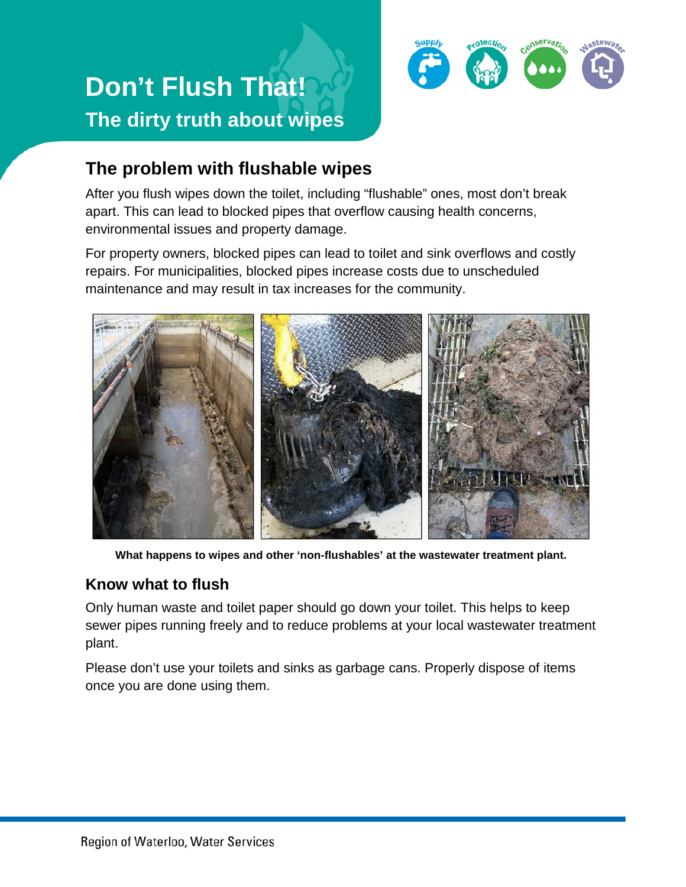# Don't Flush That!

## The dirty truth about wipes

Supply Protection Conservation Wastewater

## The problem with flushable wipes

After you flush wipes down the toilet, including "flushable" ones, most don't break apart. This can lead to blocked pipes that overflow causing health concerns, environmental issues and property damage.

For property owners, blocked pipes can lead to toilet and sink overflows and costly repairs. For municipalities, blocked pipes increase costs due to unscheduled maintenance and may result in tax increases for the community.

**What happens to wipes and other 'non-flushables' at the wastewater treatment plant.**

### Know what to flush

Only human waste and toilet paper should go down your toilet. This helps to keep sewer pipes running freely and to reduce problems at your local wastewater treatment plant.

Please don't use your toilets and sinks as garbage cans. Properly dispose of items once you are done using them.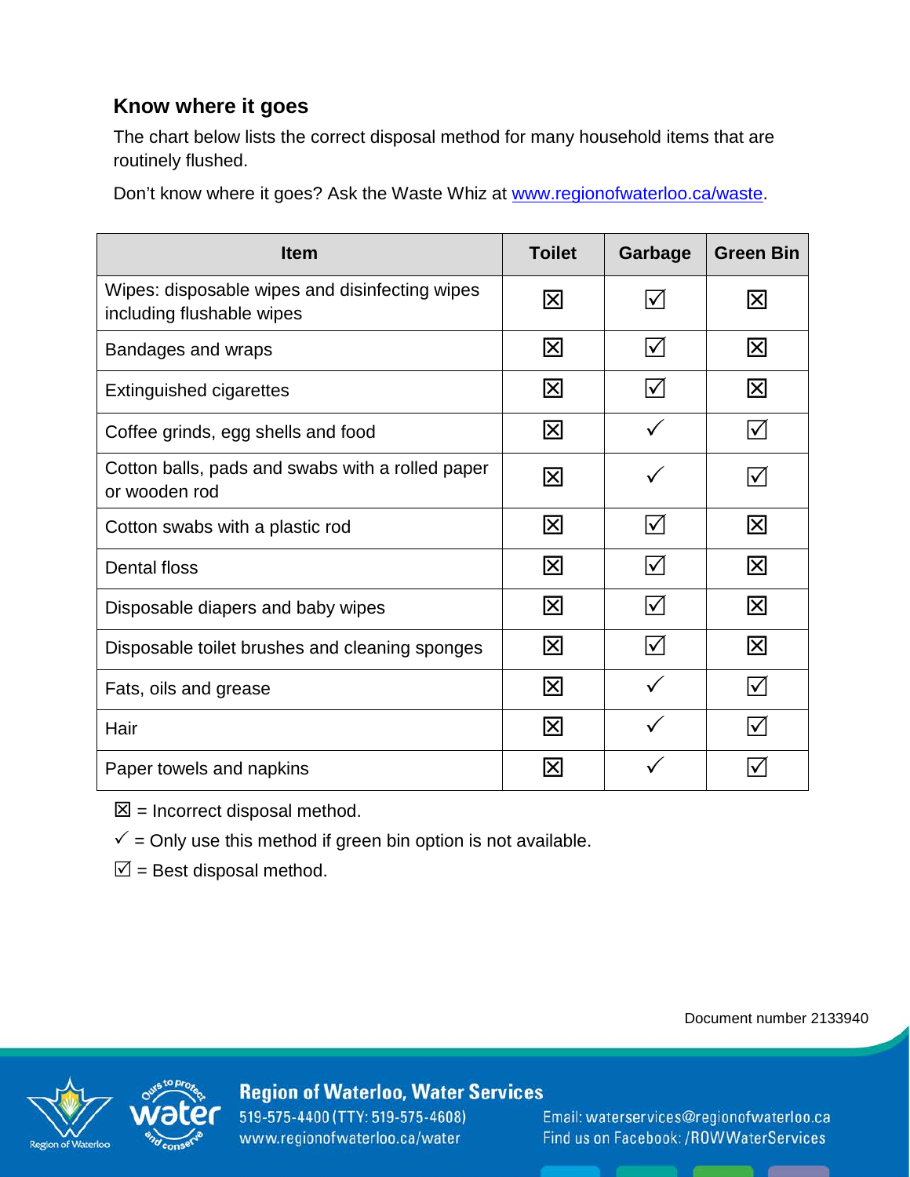## Know where it goes

The chart below lists the correct disposal method for many household items that are routinely flushed.

Don't know where it goes? Ask the Waste Whiz at www.regionofwaterloo.ca/waste.

| Item | Toilet | Garbage | Green Bin |
|---|---|---|---|
| Wipes: disposable wipes and disinfecting wipes including flushable wipes | ☒ | ☑ | ☒ |
| Bandages and wraps | ☒ | ☑ | ☒ |
| Extinguished cigarettes | ☒ | ☑ | ☒ |
| Coffee grinds, egg shells and food | ☒ | ✓ | ☑ |
| Cotton balls, pads and swabs with a rolled paper or wooden rod | ☒ | ✓ | ☑ |
| Cotton swabs with a plastic rod | ☒ | ☑ | ☒ |
| Dental floss | ☒ | ☑ | ☒ |
| Disposable diapers and baby wipes | ☒ | ☑ | ☒ |
| Disposable toilet brushes and cleaning sponges | ☒ | ☑ | ☒ |
| Fats, oils and grease | ☒ | ✓ | ☑ |
| Hair | ☒ | ✓ | ☑ |
| Paper towels and napkins | ☒ | ✓ | ☑ |

☒ = Incorrect disposal method.

✓ = Only use this method if green bin option is not available.

☑ = Best disposal method.

Document number 2133940

**Region of Waterloo, Water Services**

519-575-4400 (TTY: 519-575-4608)
www.regionofwaterloo.ca/water

Email: waterservices@regionofwaterloo.ca
Find us on Facebook: /ROWWaterServices